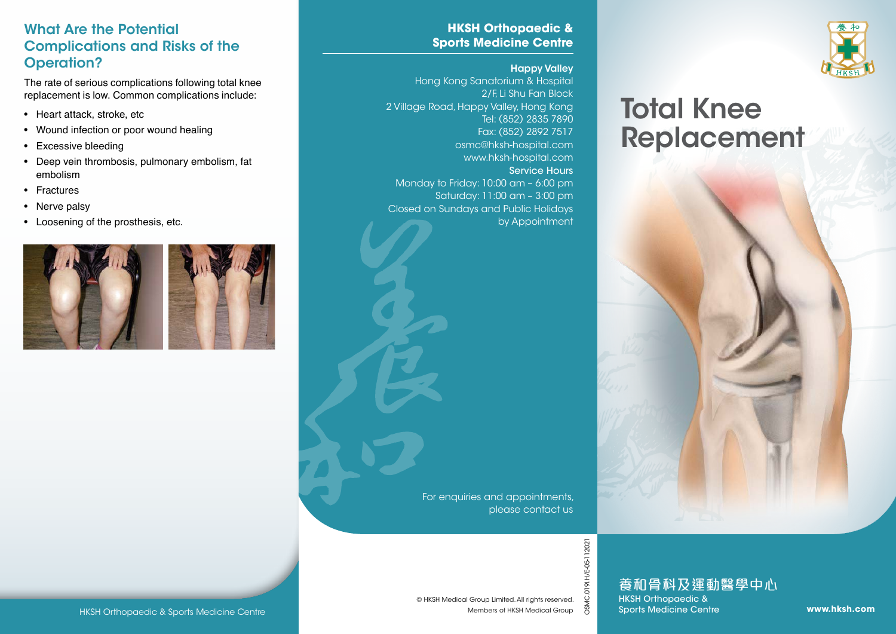## What Are the Potential Complications and Risks of the Operation?

The rate of serious complications following total knee replacement is low. Common complications include:

- Heart attack, stroke, etc
- Wound infection or poor wound healing
- Excessive bleeding
- Deep vein thrombosis, pulmonary embolism, fat embolism
- Fractures
- Nerve palsy
- Loosening of the prosthesis, etc.

HKSH Orthopaedic & Sports Medicine Centre

## HKSH Orthopaedic & Sports Medicine Centre

**Happy Valley**
Hong Kong Sanatorium & Hospital
2/F, Li Shu Fan Block
2 Village Road, Happy Valley, Hong Kong
Tel: (852) 2835 7890
Fax: (852) 2892 7517
osmc@hksh-hospital.com
www.hksh-hospital.com

**Service Hours**
Monday to Friday: 10:00 am – 6:00 pm
Saturday: 11:00 am – 3:00 pm
Closed on Sundays and Public Holidays
by Appointment

For enquiries and appointments, please contact us

© HKSH Medical Group Limited. All rights reserved.
Members of HKSH Medical Group

OSMC.019I.H/E-05-112021

# Total Knee Replacement

養和骨科及運動醫學中心
HKSH Orthopaedic & Sports Medicine Centre

www.hksh.com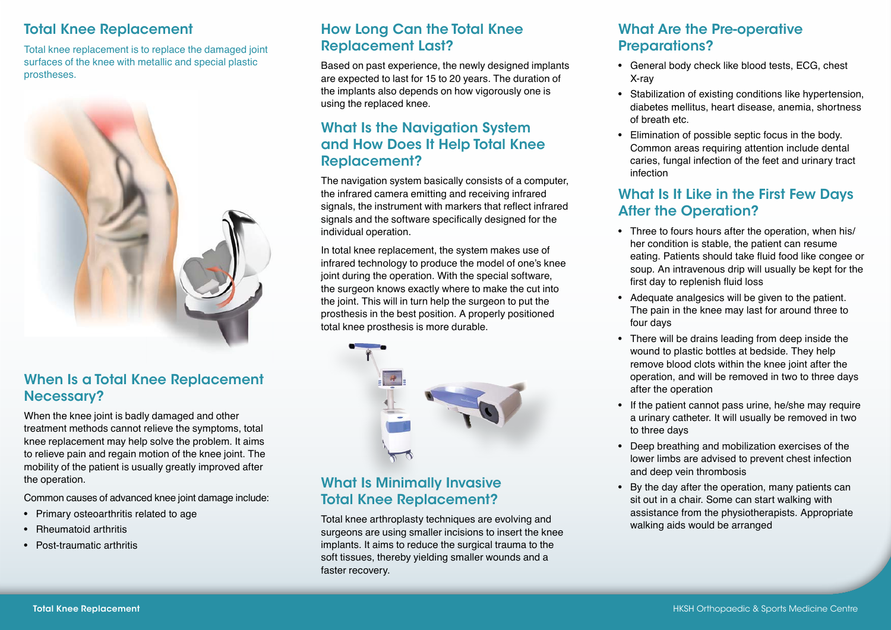## Total Knee Replacement

Total knee replacement is to replace the damaged joint surfaces of the knee with metallic and special plastic prostheses.

## When Is a Total Knee Replacement Necessary?

When the knee joint is badly damaged and other treatment methods cannot relieve the symptoms, total knee replacement may help solve the problem. It aims to relieve pain and regain motion of the knee joint. The mobility of the patient is usually greatly improved after the operation.

Common causes of advanced knee joint damage include:

- Primary osteoarthritis related to age
- Rheumatoid arthritis
- Post-traumatic arthritis

## How Long Can the Total Knee Replacement Last?

Based on past experience, the newly designed implants are expected to last for 15 to 20 years. The duration of the implants also depends on how vigorously one is using the replaced knee.

## What Is the Navigation System and How Does It Help Total Knee Replacement?

The navigation system basically consists of a computer, the infrared camera emitting and receiving infrared signals, the instrument with markers that reflect infrared signals and the software specifically designed for the individual operation.

In total knee replacement, the system makes use of infrared technology to produce the model of one's knee joint during the operation. With the special software, the surgeon knows exactly where to make the cut into the joint. This will in turn help the surgeon to put the prosthesis in the best position. A properly positioned total knee prosthesis is more durable.

## What Is Minimally Invasive Total Knee Replacement?

Total knee arthroplasty techniques are evolving and surgeons are using smaller incisions to insert the knee implants. It aims to reduce the surgical trauma to the soft tissues, thereby yielding smaller wounds and a faster recovery.

## What Are the Pre-operative Preparations?

- General body check like blood tests, ECG, chest X-ray
- Stabilization of existing conditions like hypertension, diabetes mellitus, heart disease, anemia, shortness of breath etc.
- Elimination of possible septic focus in the body. Common areas requiring attention include dental caries, fungal infection of the feet and urinary tract infection

## What Is It Like in the First Few Days After the Operation?

- Three to fours hours after the operation, when his/her condition is stable, the patient can resume eating. Patients should take fluid food like congee or soup. An intravenous drip will usually be kept for the first day to replenish fluid loss
- Adequate analgesics will be given to the patient. The pain in the knee may last for around three to four days
- There will be drains leading from deep inside the wound to plastic bottles at bedside. They help remove blood clots within the knee joint after the operation, and will be removed in two to three days after the operation
- If the patient cannot pass urine, he/she may require a urinary catheter. It will usually be removed in two to three days
- Deep breathing and mobilization exercises of the lower limbs are advised to prevent chest infection and deep vein thrombosis
- By the day after the operation, many patients can sit out in a chair. Some can start walking with assistance from the physiotherapists. Appropriate walking aids would be arranged